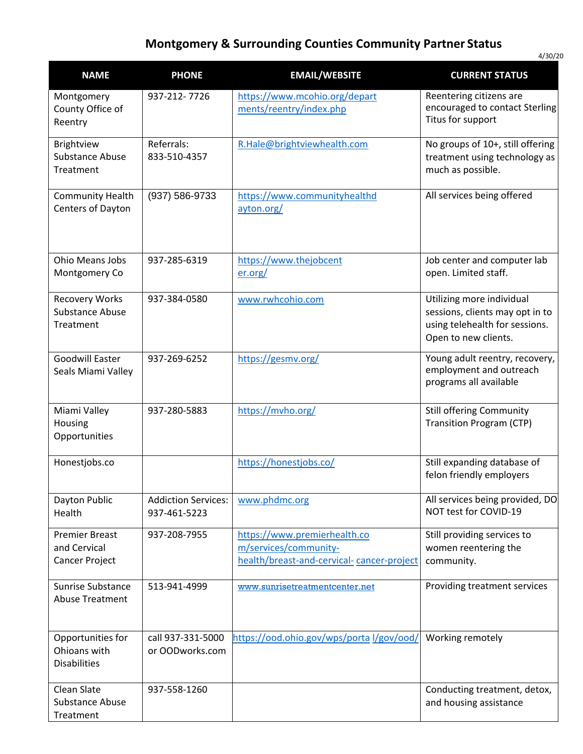# Montgomery & Surrounding Counties Community Partner Status

4/30/20

| NAME | PHONE | EMAIL/WEBSITE | CURRENT STATUS |
| --- | --- | --- | --- |
| Montgomery County Office of Reentry | 937-212- 7726 | https://www.mcohio.org/departments/reentry/index.php | Reentering citizens are encouraged to contact Sterling Titus for support |
| Brightview Substance Abuse Treatment | Referrals: 833-510-4357 | R.Hale@brightviewhealth.com | No groups of 10+, still offering treatment using technology as much as possible. |
| Community Health Centers of Dayton | (937) 586-9733 | https://www.communityhealthdayton.org/ | All services being offered |
| Ohio Means Jobs Montgomery Co | 937-285-6319 | https://www.thejobcenter.org/ | Job center and computer lab open. Limited staff. |
| Recovery Works Substance Abuse Treatment | 937-384-0580 | www.rwhcohio.com | Utilizing more individual sessions, clients may opt in to using telehealth for sessions. Open to new clients. |
| Goodwill Easter Seals Miami Valley | 937-269-6252 | https://gesmv.org/ | Young adult reentry, recovery, employment and outreach programs all available |
| Miami Valley Housing Opportunities | 937-280-5883 | https://mvho.org/ | Still offering Community Transition Program (CTP) |
| Honestjobs.co | | https://honestjobs.co/ | Still expanding database of felon friendly employers |
| Dayton Public Health | Addiction Services: 937-461-5223 | www.phdmc.org | All services being provided, DO NOT test for COVID-19 |
| Premier Breast and Cervical Cancer Project | 937-208-7955 | https://www.premierhealth.com/services/community-health/breast-and-cervical- cancer-project | Still providing services to women reentering the community. |
| Sunrise Substance Abuse Treatment | 513-941-4999 | www.sunrisetreatmentcenter.net | Providing treatment services |
| Opportunities for Ohioans with Disabilities | call 937-331-5000 or OODworks.com | https://ood.ohio.gov/wps/portal/gov/ood/ | Working remotely |
| Clean Slate Substance Abuse Treatment | 937-558-1260 | | Conducting treatment, detox, and housing assistance |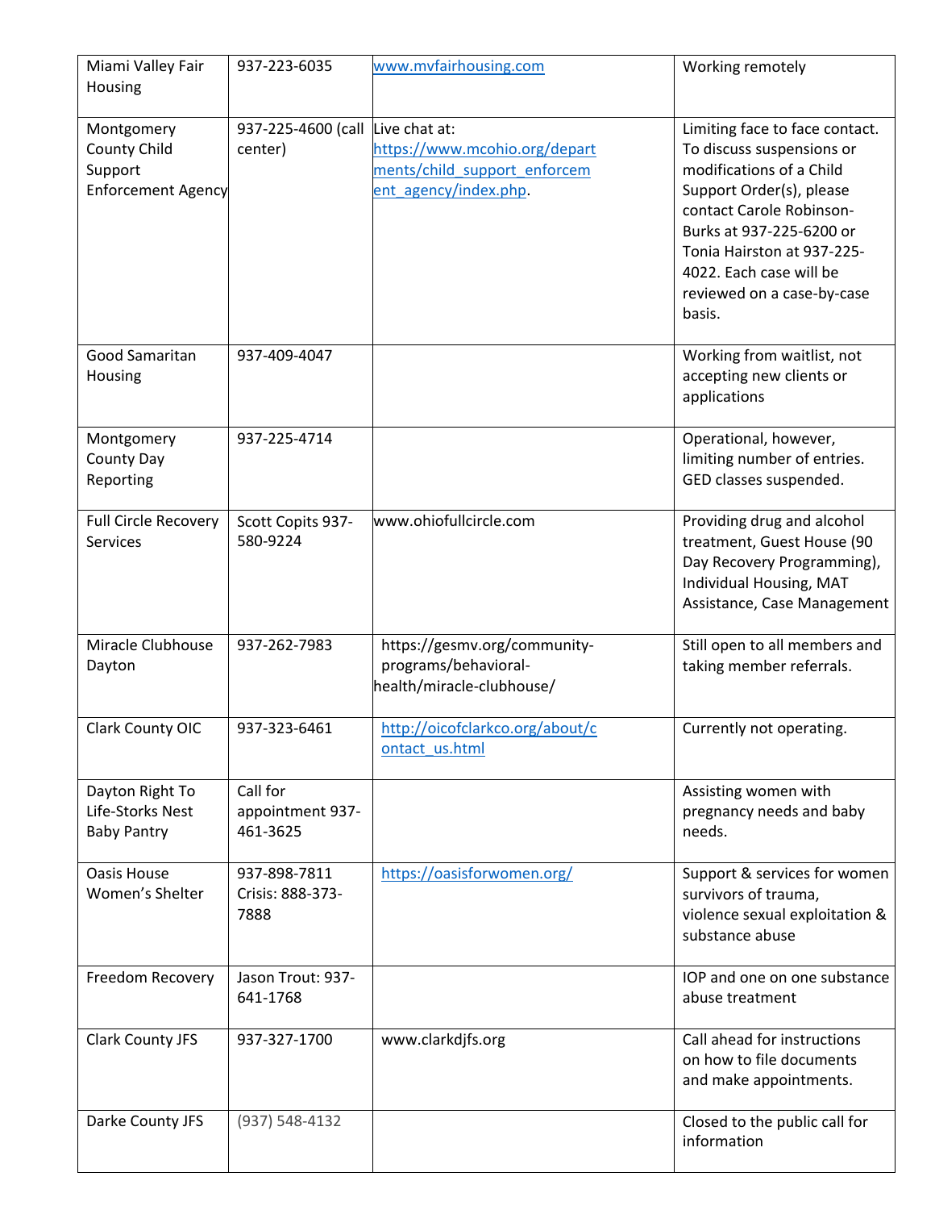| Miami Valley Fair Housing | 937-223-6035 | www.mvfairhousing.com | Working remotely |
|---|---|---|---|
| Montgomery County Child Support Enforcement Agency | 937-225-4600 (call center) | Live chat at: https://www.mcohio.org/departments/child_support_enforcement_agency/index.php. | Limiting face to face contact. To discuss suspensions or modifications of a Child Support Order(s), please contact Carole Robinson-Burks at 937-225-6200 or Tonia Hairston at 937-225-4022. Each case will be reviewed on a case-by-case basis. |
| Good Samaritan Housing | 937-409-4047 | | Working from waitlist, not accepting new clients or applications |
| Montgomery County Day Reporting | 937-225-4714 | | Operational, however, limiting number of entries. GED classes suspended. |
| Full Circle Recovery Services | Scott Copits 937-580-9224 | www.ohiofullcircle.com | Providing drug and alcohol treatment, Guest House (90 Day Recovery Programming), Individual Housing, MAT Assistance, Case Management |
| Miracle Clubhouse Dayton | 937-262-7983 | https://gesmv.org/community-programs/behavioral-health/miracle-clubhouse/ | Still open to all members and taking member referrals. |
| Clark County OIC | 937-323-6461 | http://oicofclarkco.org/about/contact_us.html | Currently not operating. |
| Dayton Right To Life-Storks Nest Baby Pantry | Call for appointment 937-461-3625 | | Assisting women with pregnancy needs and baby needs. |
| Oasis House Women's Shelter | 937-898-7811 Crisis: 888-373-7888 | https://oasisforwomen.org/ | Support & services for women survivors of trauma, violence sexual exploitation & substance abuse |
| Freedom Recovery | Jason Trout: 937-641-1768 | | IOP and one on one substance abuse treatment |
| Clark County JFS | 937-327-1700 | www.clarkdjfs.org | Call ahead for instructions on how to file documents and make appointments. |
| Darke County JFS | (937) 548-4132 | | Closed to the public call for information |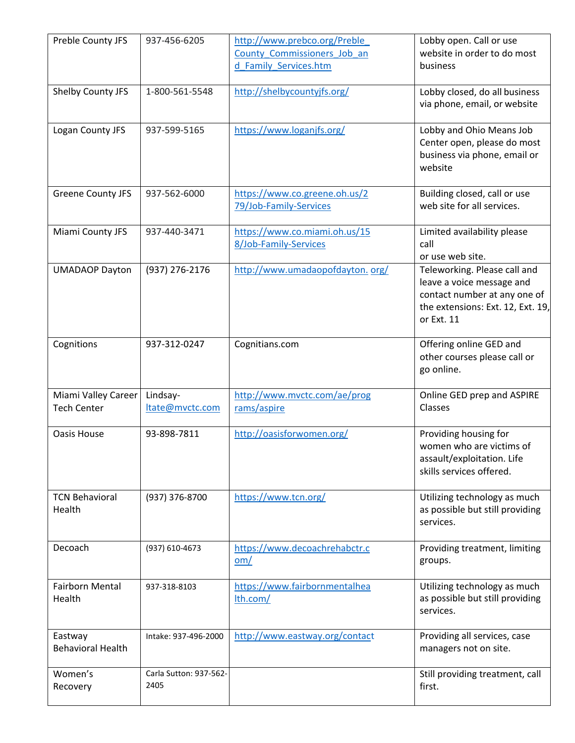| | | | |
|---|---|---|---|
| Preble County JFS | 937-456-6205 | http://www.prebco.org/Preble_County_Commissioners_Job_and_Family_Services.htm | Lobby open. Call or use website in order to do most business |
| Shelby County JFS | 1-800-561-5548 | http://shelbycountyjfs.org/ | Lobby closed, do all business via phone, email, or website |
| Logan County JFS | 937-599-5165 | https://www.loganjfs.org/ | Lobby and Ohio Means Job Center open, please do most business via phone, email or website |
| Greene County JFS | 937-562-6000 | https://www.co.greene.oh.us/279/Job-Family-Services | Building closed, call or use web site for all services. |
| Miami County JFS | 937-440-3471 | https://www.co.miami.oh.us/158/Job-Family-Services | Limited availability please call or use web site. |
| UMADAOP Dayton | (937) 276-2176 | http://www.umadaopofdayton. org/ | Teleworking. Please call and leave a voice message and contact number at any one of the extensions: Ext. 12, Ext. 19, or Ext. 11 |
| Cognitions | 937-312-0247 | Cognitians.com | Offering online GED and other courses please call or go online. |
| Miami Valley Career Tech Center | Lindsay-ltate@mvctc.com | http://www.mvctc.com/ae/programs/aspire | Online GED prep and ASPIRE Classes |
| Oasis House | 93-898-7811 | http://oasisforwomen.org/ | Providing housing for women who are victims of assault/exploitation. Life skills services offered. |
| TCN Behavioral Health | (937) 376-8700 | https://www.tcn.org/ | Utilizing technology as much as possible but still providing services. |
| Decoach | (937) 610-4673 | https://www.decoachrehabctr.com/ | Providing treatment, limiting groups. |
| Fairborn Mental Health | 937-318-8103 | https://www.fairbornmentalhealth.com/ | Utilizing technology as much as possible but still providing services. |
| Eastway Behavioral Health | Intake: 937-496-2000 | http://www.eastway.org/contact | Providing all services, case managers not on site. |
| Women's Recovery | Carla Sutton: 937-562-2405 | | Still providing treatment, call first. |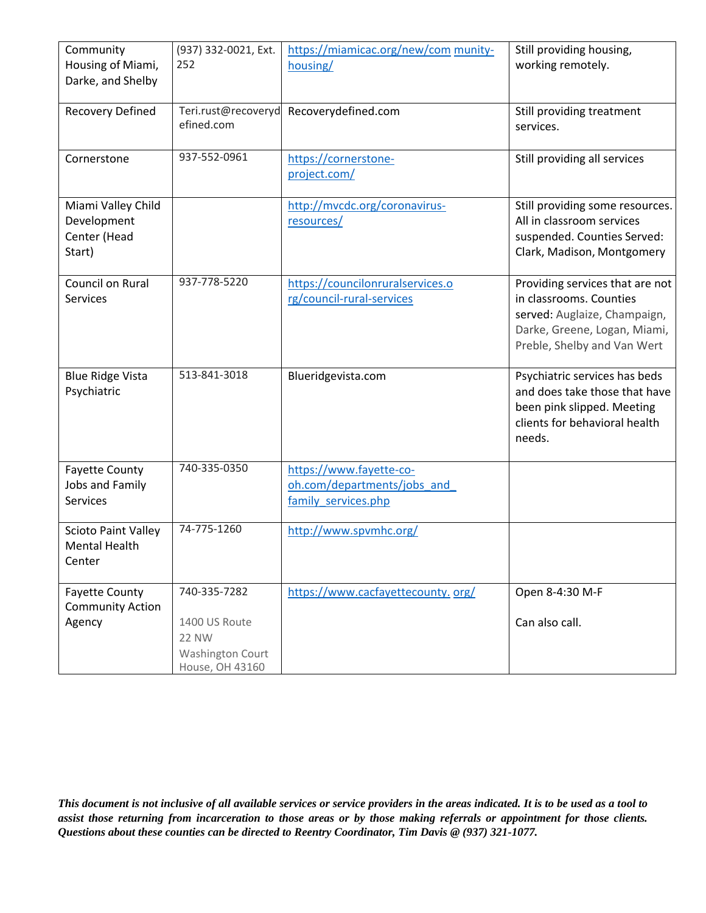| | | | |
|---|---|---|---|
| Community Housing of Miami, Darke, and Shelby | (937) 332-0021, Ext. 252 | https://miamicac.org/new/com munity-housing/ | Still providing housing, working remotely. |
| Recovery Defined | Teri.rust@recoverydefined.com | Recoverydefined.com | Still providing treatment services. |
| Cornerstone | 937-552-0961 | https://cornerstone-project.com/ | Still providing all services |
| Miami Valley Child Development Center (Head Start) | | http://mvcdc.org/coronavirus-resources/ | Still providing some resources. All in classroom services suspended. Counties Served: Clark, Madison, Montgomery |
| Council on Rural Services | 937-778-5220 | https://councilonruralservices.org/council-rural-services | Providing services that are not in classrooms. Counties served: Auglaize, Champaign, Darke, Greene, Logan, Miami, Preble, Shelby and Van Wert |
| Blue Ridge Vista Psychiatric | 513-841-3018 | Blueridgevista.com | Psychiatric services has beds and does take those that have been pink slipped. Meeting clients for behavioral health needs. |
| Fayette County Jobs and Family Services | 740-335-0350 | https://www.fayette-co-oh.com/departments/jobs_and_family_services.php | |
| Scioto Paint Valley Mental Health Center | 74-775-1260 | http://www.spvmhc.org/ | |
| Fayette County Community Action Agency | 740-335-7282<br><br>1400 US Route 22 NW Washington Court House, OH 43160 | https://www.cacfayettecounty. org/ | Open 8-4:30 M-F<br><br>Can also call. |

***This document is not inclusive of all available services or service providers in the areas indicated. It is to be used as a tool to assist those returning from incarceration to those areas or by those making referrals or appointment for those clients. Questions about these counties can be directed to Reentry Coordinator, Tim Davis @ (937) 321-1077.***